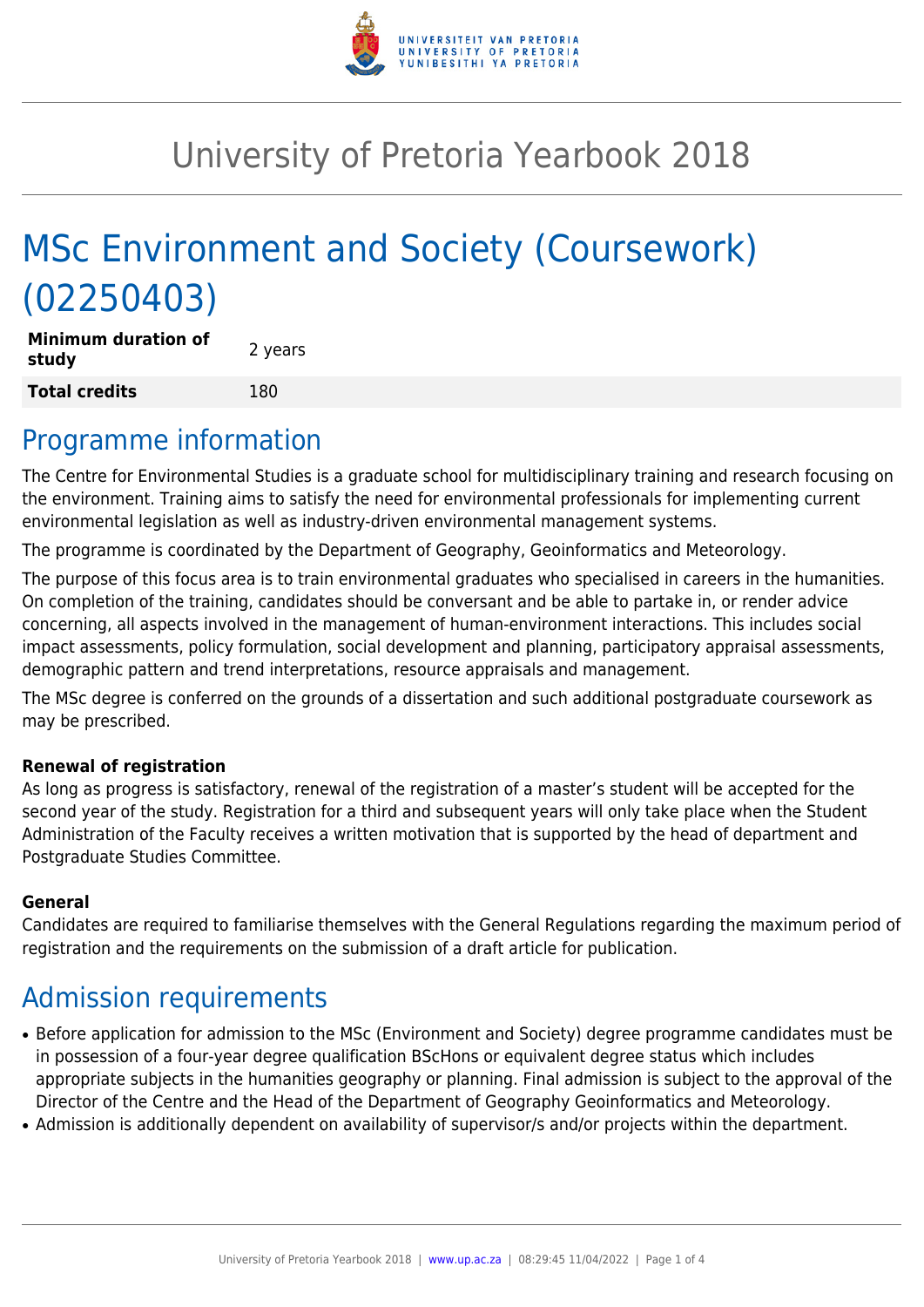# University of Pretoria Yearbook 2018

# MSc Environment and Society (Coursework) (02250403)

| Minimum duration of study | 2 years |
| --- | --- |
| **Total credits** | 180 |

## Programme information

The Centre for Environmental Studies is a graduate school for multidisciplinary training and research focusing on the environment. Training aims to satisfy the need for environmental professionals for implementing current environmental legislation as well as industry-driven environmental management systems.

The programme is coordinated by the Department of Geography, Geoinformatics and Meteorology.

The purpose of this focus area is to train environmental graduates who specialised in careers in the humanities. On completion of the training, candidates should be conversant and be able to partake in, or render advice concerning, all aspects involved in the management of human-environment interactions. This includes social impact assessments, policy formulation, social development and planning, participatory appraisal assessments, demographic pattern and trend interpretations, resource appraisals and management.

The MSc degree is conferred on the grounds of a dissertation and such additional postgraduate coursework as may be prescribed.

### Renewal of registration

As long as progress is satisfactory, renewal of the registration of a master's student will be accepted for the second year of the study. Registration for a third and subsequent years will only take place when the Student Administration of the Faculty receives a written motivation that is supported by the head of department and Postgraduate Studies Committee.

### General

Candidates are required to familiarise themselves with the General Regulations regarding the maximum period of registration and the requirements on the submission of a draft article for publication.

## Admission requirements

- Before application for admission to the MSc (Environment and Society) degree programme candidates must be in possession of a four-year degree qualification BScHons or equivalent degree status which includes appropriate subjects in the humanities geography or planning. Final admission is subject to the approval of the Director of the Centre and the Head of the Department of Geography Geoinformatics and Meteorology.
- Admission is additionally dependent on availability of supervisor/s and/or projects within the department.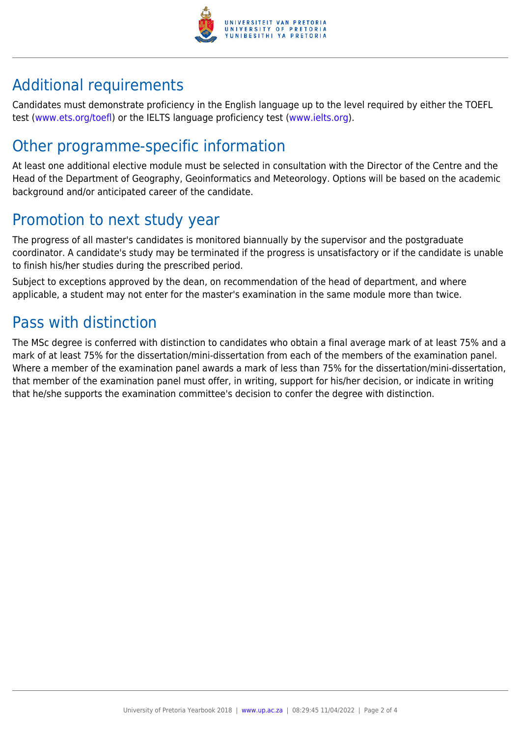## Additional requirements

Candidates must demonstrate proficiency in the English language up to the level required by either the TOEFL test (www.ets.org/toefl) or the IELTS language proficiency test (www.ielts.org).

## Other programme-specific information

At least one additional elective module must be selected in consultation with the Director of the Centre and the Head of the Department of Geography, Geoinformatics and Meteorology. Options will be based on the academic background and/or anticipated career of the candidate.

## Promotion to next study year

The progress of all master's candidates is monitored biannually by the supervisor and the postgraduate coordinator. A candidate's study may be terminated if the progress is unsatisfactory or if the candidate is unable to finish his/her studies during the prescribed period.

Subject to exceptions approved by the dean, on recommendation of the head of department, and where applicable, a student may not enter for the master's examination in the same module more than twice.

## Pass with distinction

The MSc degree is conferred with distinction to candidates who obtain a final average mark of at least 75% and a mark of at least 75% for the dissertation/mini-dissertation from each of the members of the examination panel. Where a member of the examination panel awards a mark of less than 75% for the dissertation/mini-dissertation, that member of the examination panel must offer, in writing, support for his/her decision, or indicate in writing that he/she supports the examination committee's decision to confer the degree with distinction.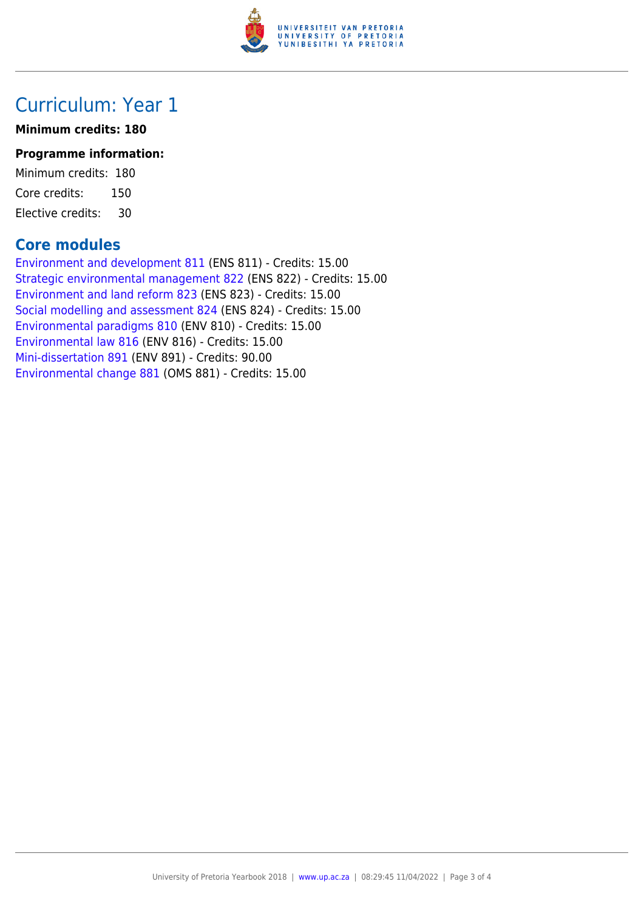# Curriculum: Year 1

**Minimum credits: 180**

### Programme information:

Minimum credits: 180

Core credits: 150

Elective credits: 30

## Core modules

Environment and development 811 (ENS 811) - Credits: 15.00
Strategic environmental management 822 (ENS 822) - Credits: 15.00
Environment and land reform 823 (ENS 823) - Credits: 15.00
Social modelling and assessment 824 (ENS 824) - Credits: 15.00
Environmental paradigms 810 (ENV 810) - Credits: 15.00
Environmental law 816 (ENV 816) - Credits: 15.00
Mini-dissertation 891 (ENV 891) - Credits: 90.00
Environmental change 881 (OMS 881) - Credits: 15.00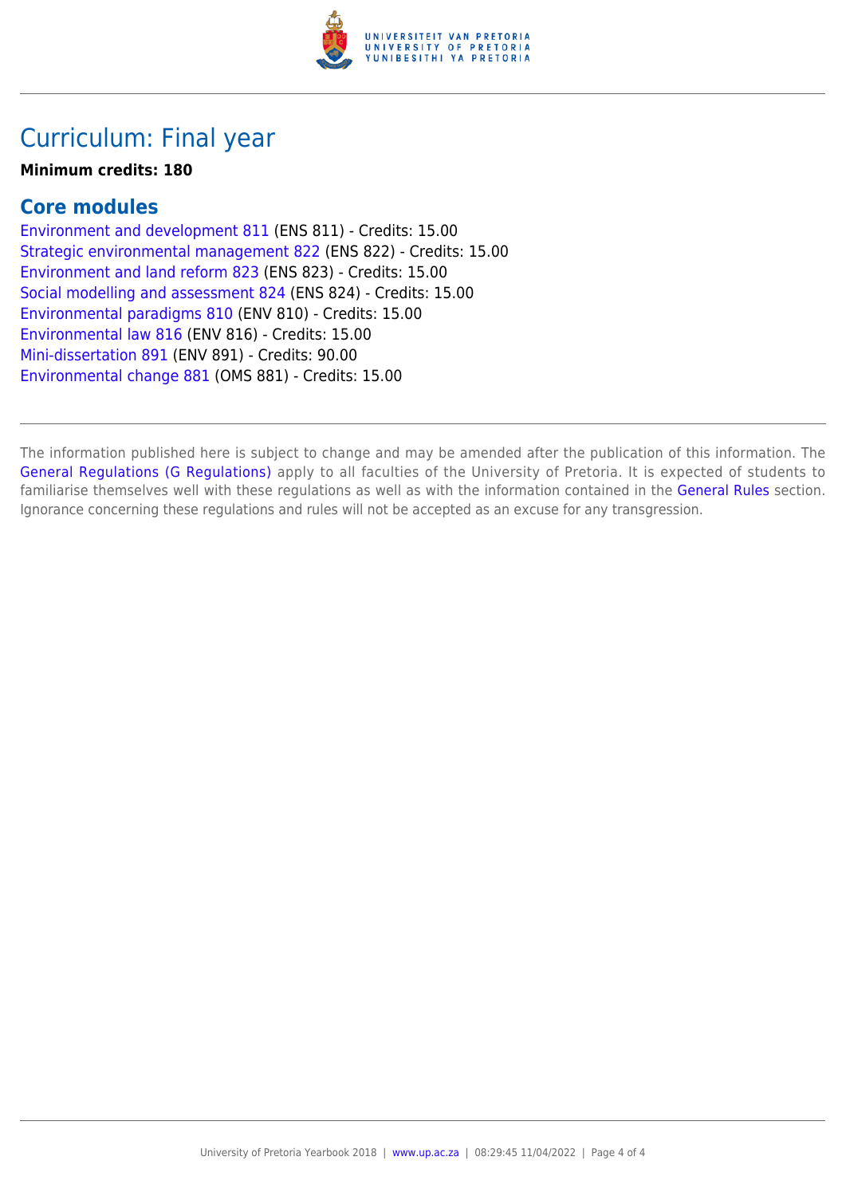## Curriculum: Final year

**Minimum credits: 180**

### Core modules

Environment and development 811 (ENS 811) - Credits: 15.00
Strategic environmental management 822 (ENS 822) - Credits: 15.00
Environment and land reform 823 (ENS 823) - Credits: 15.00
Social modelling and assessment 824 (ENS 824) - Credits: 15.00
Environmental paradigms 810 (ENV 810) - Credits: 15.00
Environmental law 816 (ENV 816) - Credits: 15.00
Mini-dissertation 891 (ENV 891) - Credits: 90.00
Environmental change 881 (OMS 881) - Credits: 15.00

The information published here is subject to change and may be amended after the publication of this information. The General Regulations (G Regulations) apply to all faculties of the University of Pretoria. It is expected of students to familiarise themselves well with these regulations as well as with the information contained in the General Rules section. Ignorance concerning these regulations and rules will not be accepted as an excuse for any transgression.